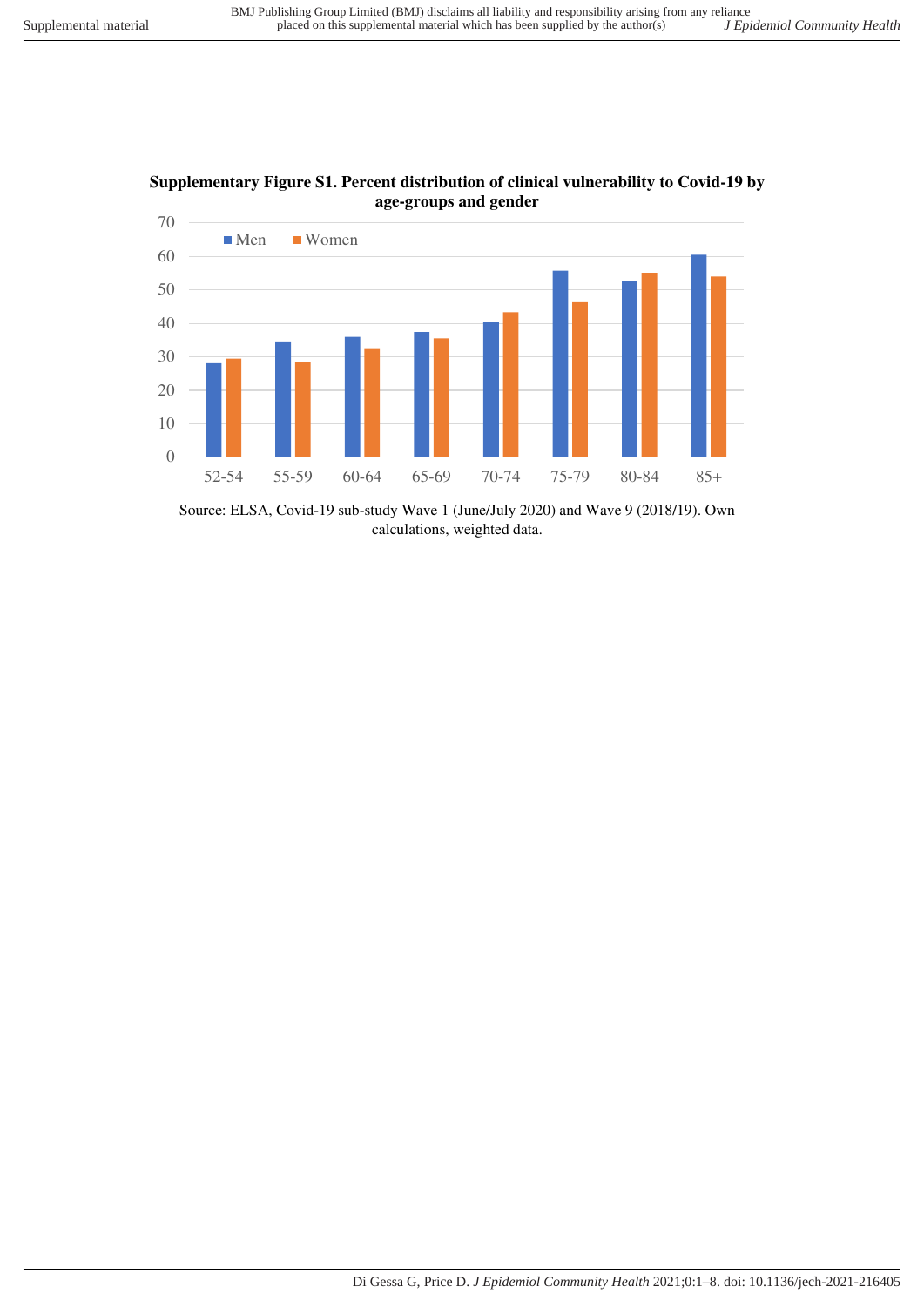**Supplementary Figure S1. Percent distribution of clinical vulnerability to Covid-19 by age-groups and gender**

Source: ELSA, Covid-19 sub-study Wave 1 (June/July 2020) and Wave 9 (2018/19). Own calculations, weighted data.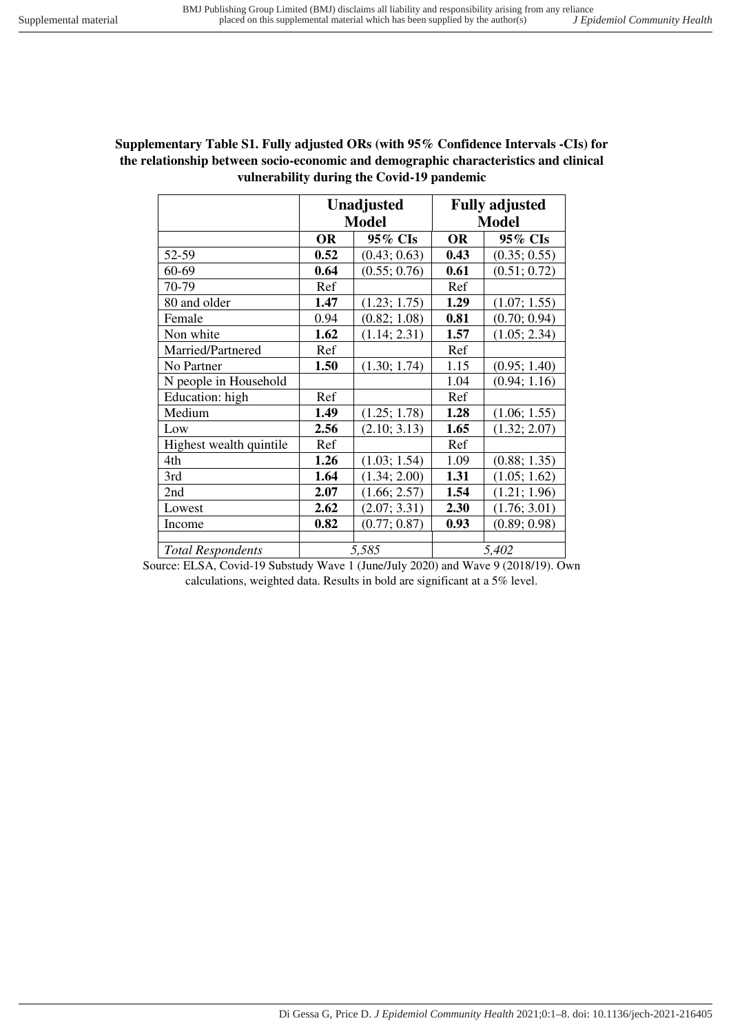**Supplementary Table S1. Fully adjusted ORs (with 95% Confidence Intervals -CIs) for the relationship between socio-economic and demographic characteristics and clinical vulnerability during the Covid-19 pandemic**

| | **Unadjusted Model** | | **Fully adjusted Model** | |
|---|---|---|---|---|
| | **OR** | **95% CIs** | **OR** | **95% CIs** |
| 52-59 | **0.52** | (0.43; 0.63) | **0.43** | (0.35; 0.55) |
| 60-69 | **0.64** | (0.55; 0.76) | **0.61** | (0.51; 0.72) |
| 70-79 | Ref | | Ref | |
| 80 and older | **1.47** | (1.23; 1.75) | **1.29** | (1.07; 1.55) |
| Female | 0.94 | (0.82; 1.08) | **0.81** | (0.70; 0.94) |
| Non white | **1.62** | (1.14; 2.31) | **1.57** | (1.05; 2.34) |
| Married/Partnered | Ref | | Ref | |
| No Partner | **1.50** | (1.30; 1.74) | 1.15 | (0.95; 1.40) |
| N people in Household | | | 1.04 | (0.94; 1.16) |
| Education: high | Ref | | Ref | |
| Medium | **1.49** | (1.25; 1.78) | **1.28** | (1.06; 1.55) |
| Low | **2.56** | (2.10; 3.13) | **1.65** | (1.32; 2.07) |
| Highest wealth quintile | Ref | | Ref | |
| 4th | **1.26** | (1.03; 1.54) | 1.09 | (0.88; 1.35) |
| 3rd | **1.64** | (1.34; 2.00) | **1.31** | (1.05; 1.62) |
| 2nd | **2.07** | (1.66; 2.57) | **1.54** | (1.21; 1.96) |
| Lowest | **2.62** | (2.07; 3.31) | **2.30** | (1.76; 3.01) |
| Income | **0.82** | (0.77; 0.87) | **0.93** | (0.89; 0.98) |
| | | | | |
| *Total Respondents* | *5,585* | | *5,402* | |

Source: ELSA, Covid-19 Substudy Wave 1 (June/July 2020) and Wave 9 (2018/19). Own calculations, weighted data. Results in bold are significant at a 5% level.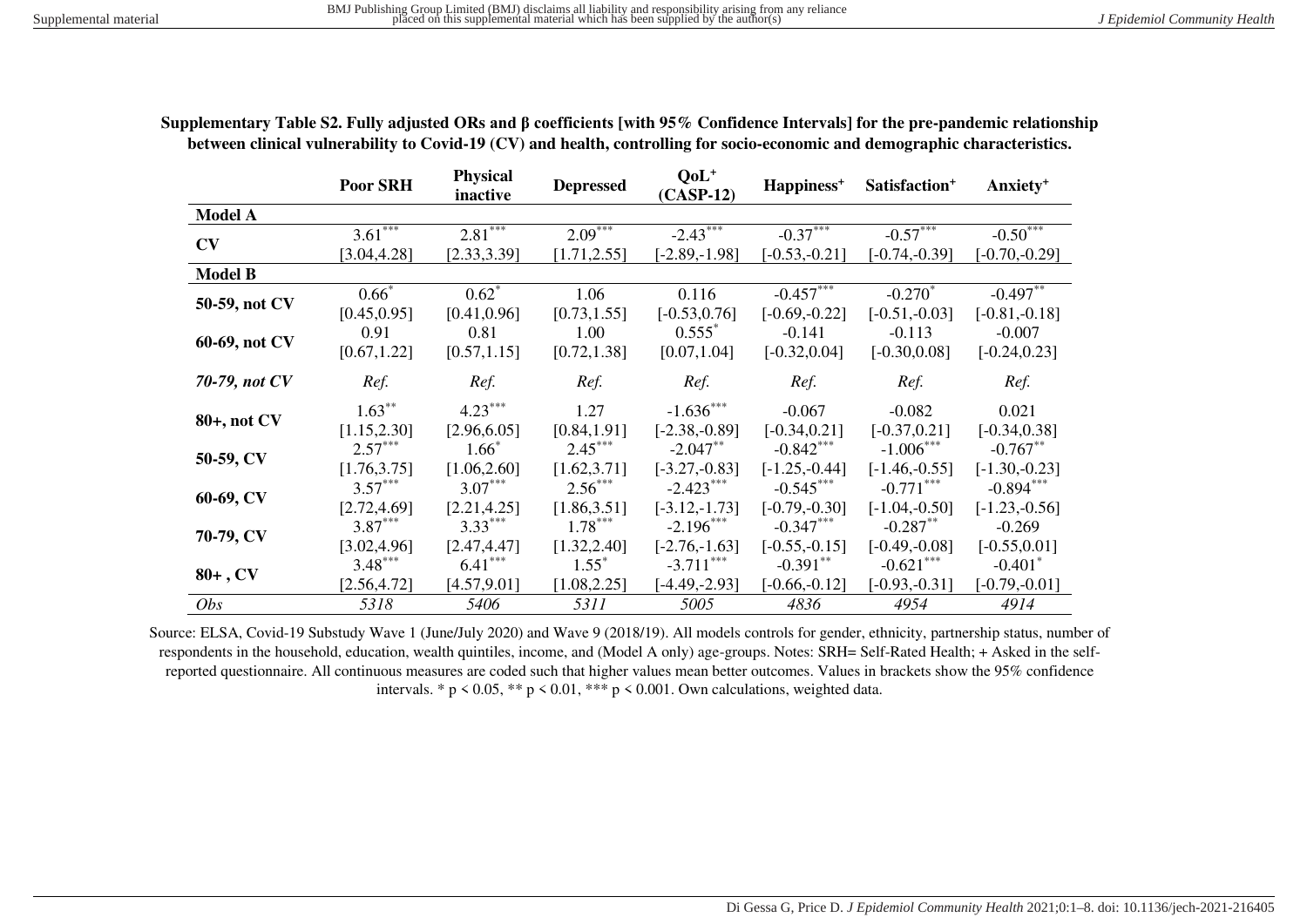**Supplementary Table S2. Fully adjusted ORs and β coefficients [with 95% Confidence Intervals] for the pre-pandemic relationship between clinical vulnerability to Covid-19 (CV) and health, controlling for socio-economic and demographic characteristics.**

| | Poor SRH | Physical inactive | Depressed | QoL⁺ (CASP-12) | Happiness⁺ | Satisfaction⁺ | Anxiety⁺ |
|---|---|---|---|---|---|---|---|
| **Model A** | | | | | | | |
| **CV** | 3.61*** [3.04,4.28] | 2.81*** [2.33,3.39] | 2.09*** [1.71,2.55] | -2.43*** [-2.89,-1.98] | -0.37*** [-0.53,-0.21] | -0.57*** [-0.74,-0.39] | -0.50*** [-0.70,-0.29] |
| **Model B** | | | | | | | |
| **50-59, not CV** | 0.66* [0.45,0.95] | 0.62* [0.41,0.96] | 1.06 [0.73,1.55] | 0.116 [-0.53,0.76] | -0.457*** [-0.69,-0.22] | -0.270* [-0.51,-0.03] | -0.497** [-0.81,-0.18] |
| **60-69, not CV** | 0.91 [0.67,1.22] | 0.81 [0.57,1.15] | 1.00 [0.72,1.38] | 0.555* [0.07,1.04] | -0.141 [-0.32,0.04] | -0.113 [-0.30,0.08] | -0.007 [-0.24,0.23] |
| ***70-79, not CV*** | *Ref.* | *Ref.* | *Ref.* | *Ref.* | *Ref.* | *Ref.* | *Ref.* |
| **80+, not CV** | 1.63** [1.15,2.30] | 4.23*** [2.96,6.05] | 1.27 [0.84,1.91] | -1.636*** [-2.38,-0.89] | -0.067 [-0.34,0.21] | -0.082 [-0.37,0.21] | 0.021 [-0.34,0.38] |
| **50-59, CV** | 2.57*** [1.76,3.75] | 1.66* [1.06,2.60] | 2.45*** [1.62,3.71] | -2.047** [-3.27,-0.83] | -0.842*** [-1.25,-0.44] | -1.006*** [-1.46,-0.55] | -0.767** [-1.30,-0.23] |
| **60-69, CV** | 3.57*** [2.72,4.69] | 3.07*** [2.21,4.25] | 2.56*** [1.86,3.51] | -2.423*** [-3.12,-1.73] | -0.545*** [-0.79,-0.30] | -0.771*** [-1.04,-0.50] | -0.894*** [-1.23,-0.56] |
| **70-79, CV** | 3.87*** [3.02,4.96] | 3.33*** [2.47,4.47] | 1.78*** [1.32,2.40] | -2.196*** [-2.76,-1.63] | -0.347*** [-0.55,-0.15] | -0.287** [-0.49,-0.08] | -0.269 [-0.55,0.01] |
| **80+ , CV** | 3.48*** [2.56,4.72] | 6.41*** [4.57,9.01] | 1.55* [1.08,2.25] | -3.711*** [-4.49,-2.93] | -0.391** [-0.66,-0.12] | -0.621*** [-0.93,-0.31] | -0.401* [-0.79,-0.01] |
| *Obs* | *5318* | *5406* | *5311* | *5005* | *4836* | *4954* | *4914* |

Source: ELSA, Covid-19 Substudy Wave 1 (June/July 2020) and Wave 9 (2018/19). All models controls for gender, ethnicity, partnership status, number of respondents in the household, education, wealth quintiles, income, and (Model A only) age-groups. Notes: SRH= Self-Rated Health; + Asked in the self-reported questionnaire. All continuous measures are coded such that higher values mean better outcomes. Values in brackets show the 95% confidence intervals. * $p < 0.05$, ** $p < 0.01$, *** $p < 0.001$. Own calculations, weighted data.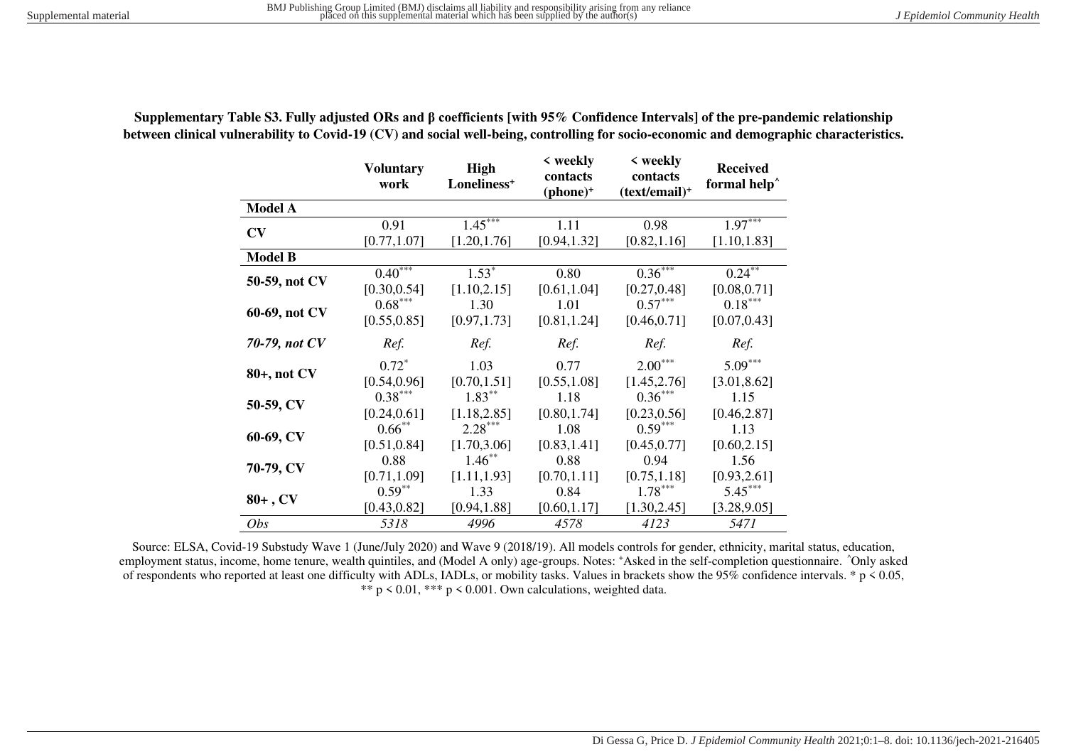**Supplementary Table S3. Fully adjusted ORs and β coefficients [with 95% Confidence Intervals] of the pre-pandemic relationship between clinical vulnerability to Covid-19 (CV) and social well-being, controlling for socio-economic and demographic characteristics.**

| | Voluntary work | High Loneliness⁺ | < weekly contacts (phone)⁺ | < weekly contacts (text/email)⁺ | Received formal help^ |
|---|---|---|---|---|---|
| **Model A** | | | | | |
| **CV** | 0.91 [0.77,1.07] | $1.45^{***}$ [1.20,1.76] | 1.11 [0.94,1.32] | 0.98 [0.82,1.16] | $1.97^{***}$ [1.10,1.83] |
| **Model B** | | | | | |
| **50-59, not CV** | $0.40^{***}$ [0.30,0.54] | $1.53^{*}$ [1.10,2.15] | 0.80 [0.61,1.04] | $0.36^{***}$ [0.27,0.48] | $0.24^{**}$ [0.08,0.71] |
| **60-69, not CV** | $0.68^{***}$ [0.55,0.85] | 1.30 [0.97,1.73] | 1.01 [0.81,1.24] | $0.57^{***}$ [0.46,0.71] | $0.18^{***}$ [0.07,0.43] |
| ***70-79, not CV*** | *Ref.* | *Ref.* | *Ref.* | *Ref.* | *Ref.* |
| **80+, not CV** | $0.72^{*}$ [0.54,0.96] | 1.03 [0.70,1.51] | 0.77 [0.55,1.08] | $2.00^{***}$ [1.45,2.76] | $5.09^{***}$ [3.01,8.62] |
| **50-59, CV** | $0.38^{***}$ [0.24,0.61] | $1.83^{**}$ [1.18,2.85] | 1.18 [0.80,1.74] | $0.36^{***}$ [0.23,0.56] | 1.15 [0.46,2.87] |
| **60-69, CV** | $0.66^{**}$ [0.51,0.84] | $2.28^{***}$ [1.70,3.06] | 1.08 [0.83,1.41] | $0.59^{***}$ [0.45,0.77] | 1.13 [0.60,2.15] |
| **70-79, CV** | 0.88 [0.71,1.09] | $1.46^{**}$ [1.11,1.93] | 0.88 [0.70,1.11] | 0.94 [0.75,1.18] | 1.56 [0.93,2.61] |
| **80+ , CV** | $0.59^{**}$ [0.43,0.82] | 1.33 [0.94,1.88] | 0.84 [0.60,1.17] | $1.78^{***}$ [1.30,2.45] | $5.45^{***}$ [3.28,9.05] |
| *Obs* | *5318* | *4996* | *4578* | *4123* | *5471* |

Source: ELSA, Covid-19 Substudy Wave 1 (June/July 2020) and Wave 9 (2018/19). All models controls for gender, ethnicity, marital status, education, employment status, income, home tenure, wealth quintiles, and (Model A only) age-groups. Notes: ⁺Asked in the self-completion questionnaire. ^Only asked of respondents who reported at least one difficulty with ADLs, IADLs, or mobility tasks. Values in brackets show the 95% confidence intervals. * $p < 0.05$, ** $p < 0.01$, *** $p < 0.001$. Own calculations, weighted data.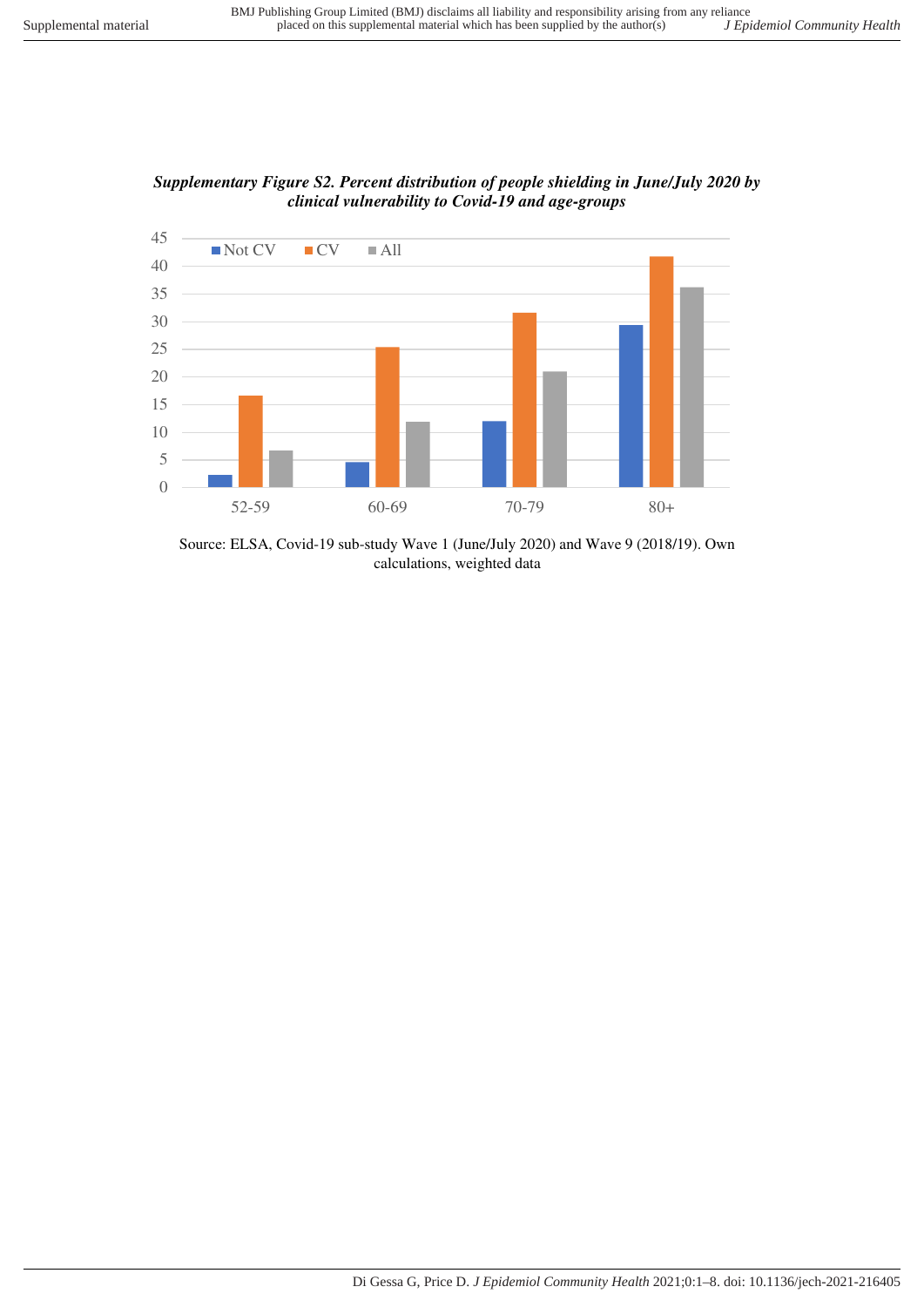***Supplementary Figure S2. Percent distribution of people shielding in June/July 2020 by clinical vulnerability to Covid-19 and age-groups***

45
40
35
30
25
20
15
10
5
0

Not CV CV All

52-59 60-69 70-79 80+

Source: ELSA, Covid-19 sub-study Wave 1 (June/July 2020) and Wave 9 (2018/19). Own calculations, weighted data